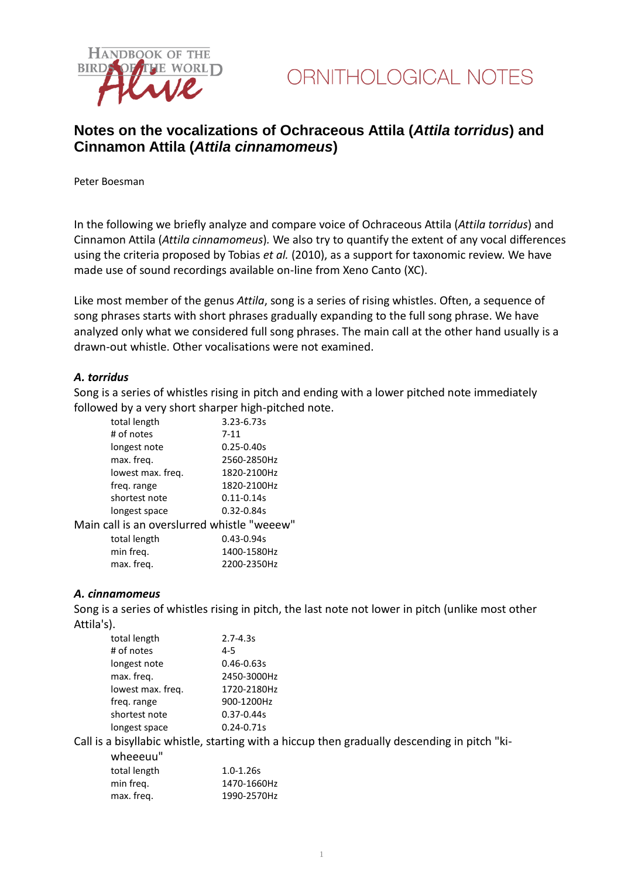ORNITHOLOGICAL NOTES

# Notes on the vocalizations of Ochraceous Attila (*Attila torridus*) and Cinnamon Attila (*Attila cinnamomeus*)

Peter Boesman

In the following we briefly analyze and compare voice of Ochraceous Attila (*Attila torridus*) and Cinnamon Attila (*Attila cinnamomeus*). We also try to quantify the extent of any vocal differences using the criteria proposed by Tobias *et al.* (2010), as a support for taxonomic review. We have made use of sound recordings available on-line from Xeno Canto (XC).

Like most member of the genus *Attila*, song is a series of rising whistles. Often, a sequence of song phrases starts with short phrases gradually expanding to the full song phrase. We have analyzed only what we considered full song phrases. The main call at the other hand usually is a drawn-out whistle. Other vocalisations were not examined.

### *A. torridus*

Song is a series of whistles rising in pitch and ending with a lower pitched note immediately followed by a very short sharper high-pitched note.

| | |
|---|---|
| total length | 3.23-6.73s |
| # of notes | 7-11 |
| longest note | 0.25-0.40s |
| max. freq. | 2560-2850Hz |
| lowest max. freq. | 1820-2100Hz |
| freq. range | 1820-2100Hz |
| shortest note | 0.11-0.14s |
| longest space | 0.32-0.84s |

Main call is an overslurred whistle "weeew"

| | |
|---|---|
| total length | 0.43-0.94s |
| min freq. | 1400-1580Hz |
| max. freq. | 2200-2350Hz |

### *A. cinnamomeus*

Song is a series of whistles rising in pitch, the last note not lower in pitch (unlike most other Attila's).

| | |
|---|---|
| total length | 2.7-4.3s |
| # of notes | 4-5 |
| longest note | 0.46-0.63s |
| max. freq. | 2450-3000Hz |
| lowest max. freq. | 1720-2180Hz |
| freq. range | 900-1200Hz |
| shortest note | 0.37-0.44s |
| longest space | 0.24-0.71s |

Call is a bisyllabic whistle, starting with a hiccup then gradually descending in pitch "ki-wheeeuu"

| | |
|---|---|
| total length | 1.0-1.26s |
| min freq. | 1470-1660Hz |
| max. freq. | 1990-2570Hz |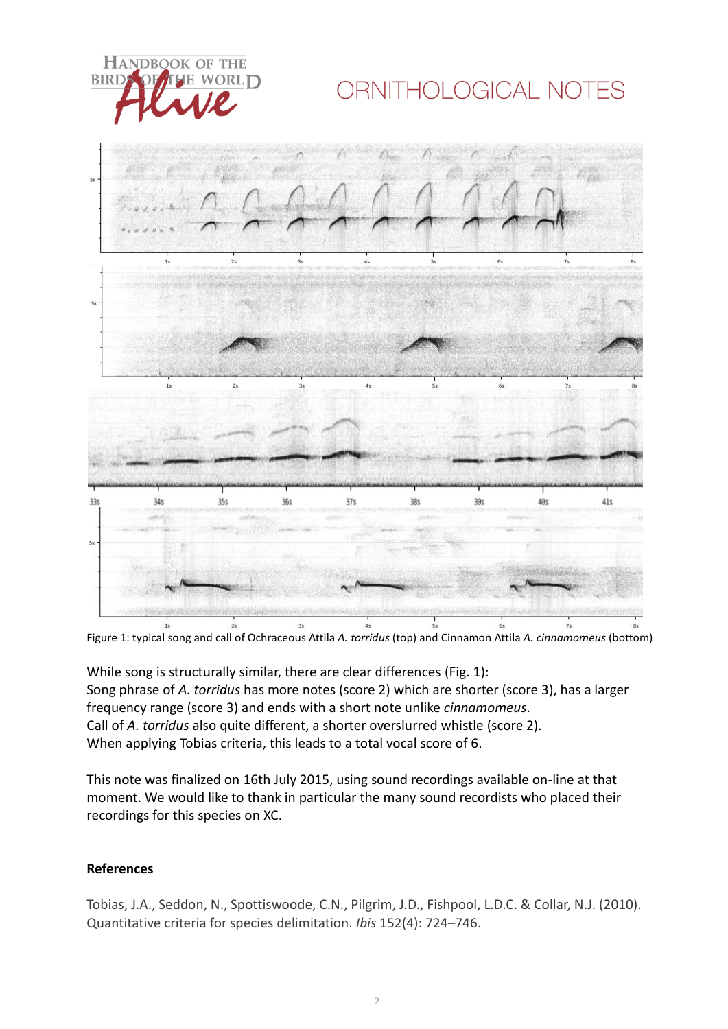Figure 1: typical song and call of Ochraceous Attila *A. torridus* (top) and Cinnamon Attila *A. cinnamomeus* (bottom)

While song is structurally similar, there are clear differences (Fig. 1):
Song phrase of *A. torridus* has more notes (score 2) which are shorter (score 3), has a larger frequency range (score 3) and ends with a short note unlike *cinnamomeus*.
Call of *A. torridus* also quite different, a shorter overslurred whistle (score 2).
When applying Tobias criteria, this leads to a total vocal score of 6.

This note was finalized on 16th July 2015, using sound recordings available on-line at that moment. We would like to thank in particular the many sound recordists who placed their recordings for this species on XC.

**References**

Tobias, J.A., Seddon, N., Spottiswoode, C.N., Pilgrim, J.D., Fishpool, L.D.C. & Collar, N.J. (2010). Quantitative criteria for species delimitation. *Ibis* 152(4): 724–746.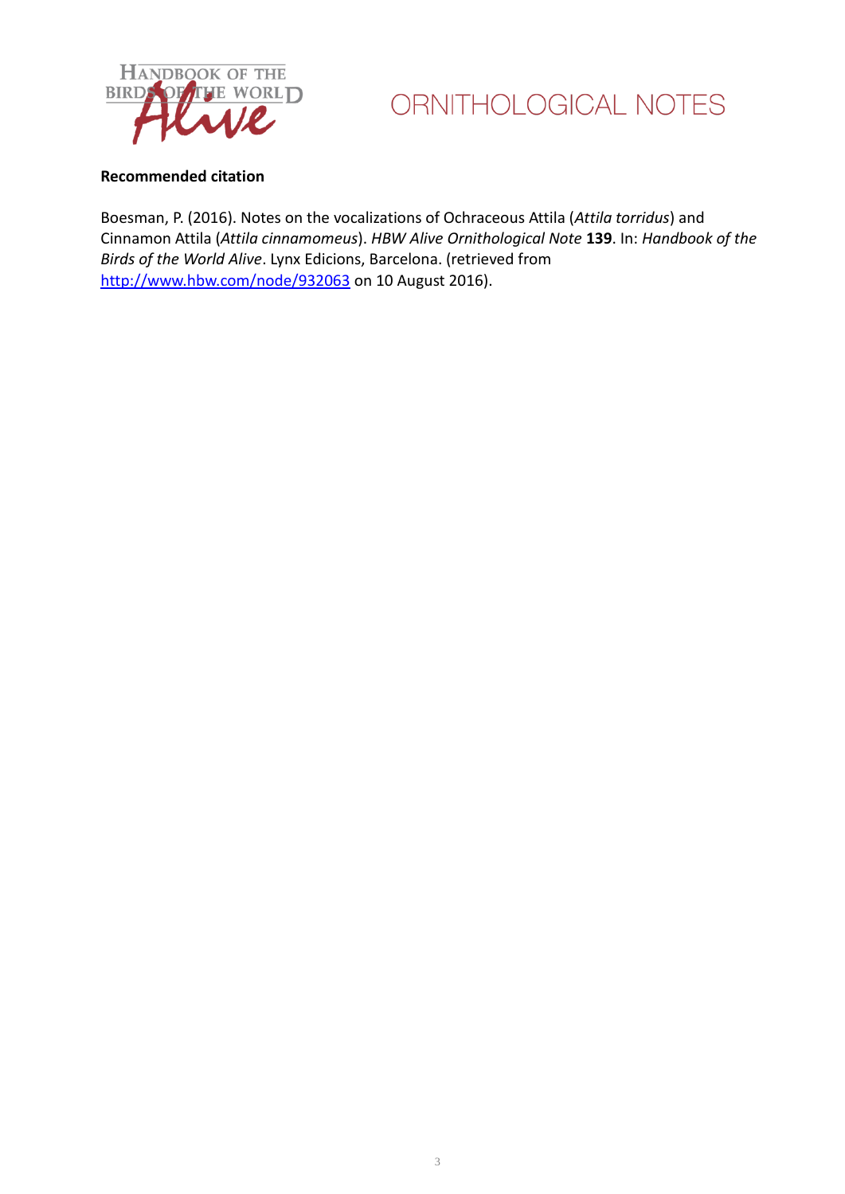**Recommended citation**

Boesman, P. (2016). Notes on the vocalizations of Ochraceous Attila (*Attila torridus*) and Cinnamon Attila (*Attila cinnamomeus*). *HBW Alive Ornithological Note* **139**. In: *Handbook of the Birds of the World Alive*. Lynx Edicions, Barcelona. (retrieved from [http://www.hbw.com/node/932063](http://www.hbw.com/node/932063) on 10 August 2016).